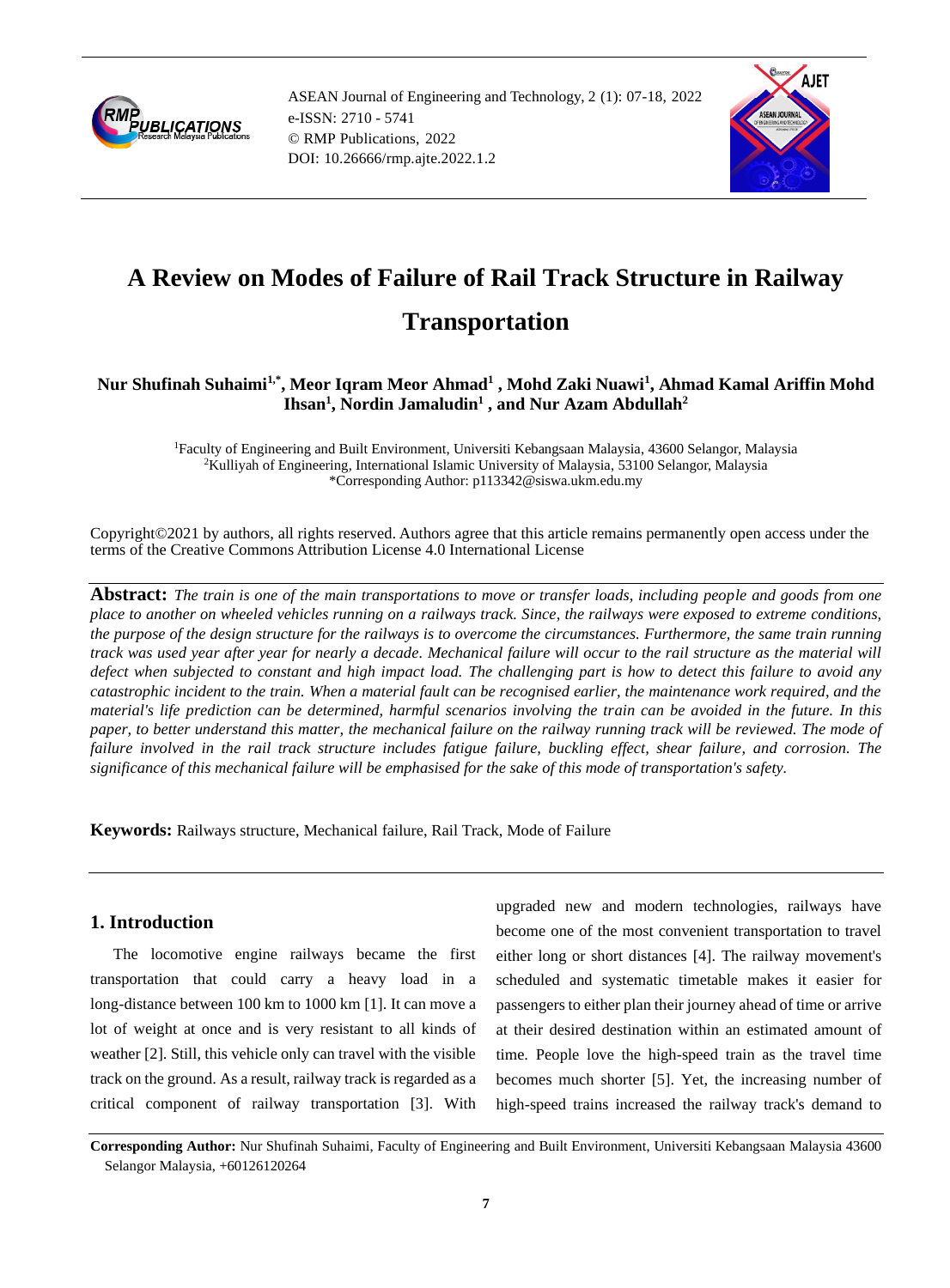# A Review on Modes of Failure of Rail Track Structure in Railway Transportation

**Nur Shufinah Suhaimi[1,*], Meor Iqram Meor Ahmad[1], Mohd Zaki Nuawi[1], Ahmad Kamal Ariffin Mohd Ihsan[1], Nordin Jamaludin[1], and Nur Azam Abdullah[2]**

[1]Faculty of Engineering and Built Environment, Universiti Kebangsaan Malaysia, 43600 Selangor, Malaysia
[2]Kulliyah of Engineering, International Islamic University of Malaysia, 53100 Selangor, Malaysia
*Corresponding Author: p113342@siswa.ukm.edu.my

Copyright©2021 by authors, all rights reserved. Authors agree that this article remains permanently open access under the terms of the Creative Commons Attribution License 4.0 International License

**Abstract:** *The train is one of the main transportations to move or transfer loads, including people and goods from one place to another on wheeled vehicles running on a railways track. Since, the railways were exposed to extreme conditions, the purpose of the design structure for the railways is to overcome the circumstances. Furthermore, the same train running track was used year after year for nearly a decade. Mechanical failure will occur to the rail structure as the material will defect when subjected to constant and high impact load. The challenging part is how to detect this failure to avoid any catastrophic incident to the train. When a material fault can be recognised earlier, the maintenance work required, and the material's life prediction can be determined, harmful scenarios involving the train can be avoided in the future. In this paper, to better understand this matter, the mechanical failure on the railway running track will be reviewed. The mode of failure involved in the rail track structure includes fatigue failure, buckling effect, shear failure, and corrosion. The significance of this mechanical failure will be emphasised for the sake of this mode of transportation's safety.*

**Keywords:** Railways structure, Mechanical failure, Rail Track, Mode of Failure

## 1. Introduction

The locomotive engine railways became the first transportation that could carry a heavy load in a long-distance between 100 km to 1000 km [1]. It can move a lot of weight at once and is very resistant to all kinds of weather [2]. Still, this vehicle only can travel with the visible track on the ground. As a result, railway track is regarded as a critical component of railway transportation [3]. With upgraded new and modern technologies, railways have become one of the most convenient transportation to travel either long or short distances [4]. The railway movement's scheduled and systematic timetable makes it easier for passengers to either plan their journey ahead of time or arrive at their desired destination within an estimated amount of time. People love the high-speed train as the travel time becomes much shorter [5]. Yet, the increasing number of high-speed trains increased the railway track's demand to

**Corresponding Author:** Nur Shufinah Suhaimi, Faculty of Engineering and Built Environment, Universiti Kebangsaan Malaysia 43600 Selangor Malaysia, +60126120264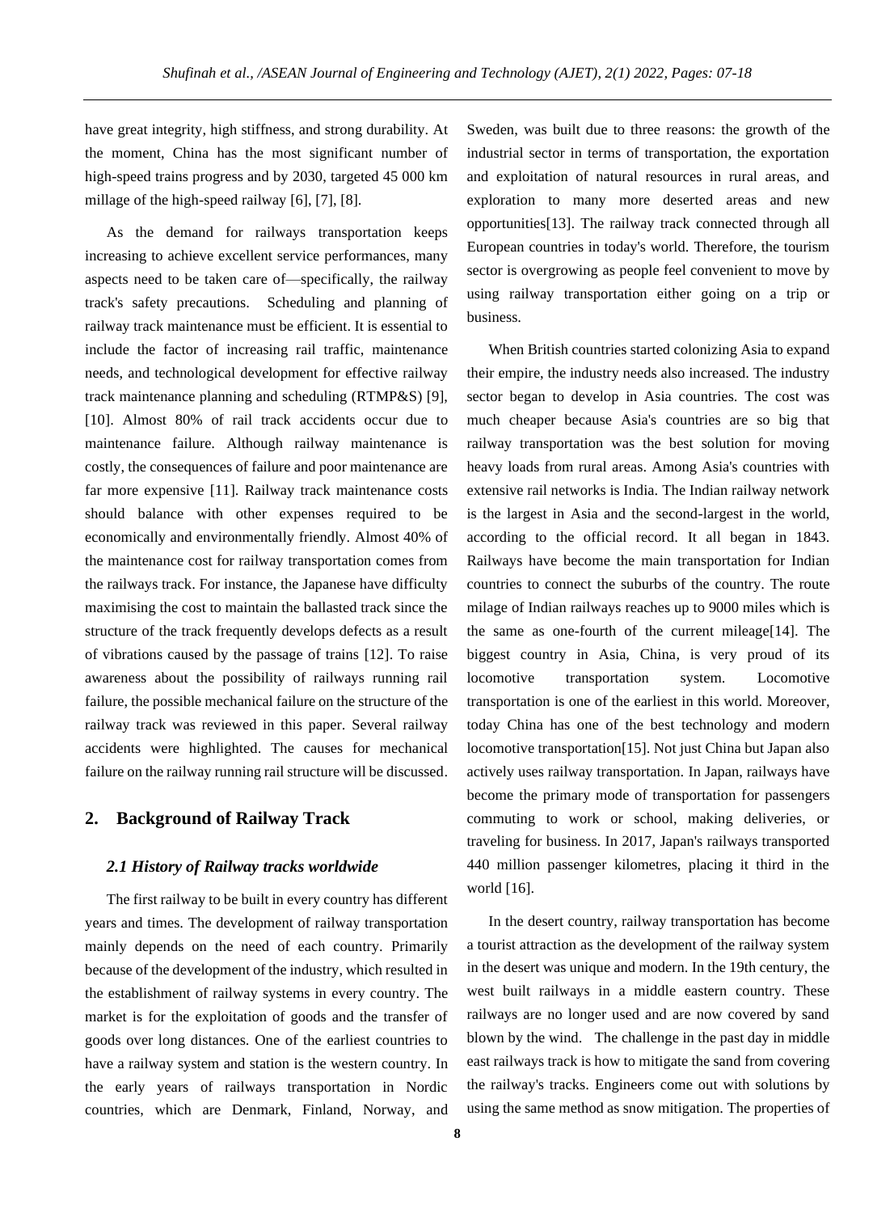have great integrity, high stiffness, and strong durability. At the moment, China has the most significant number of high-speed trains progress and by 2030, targeted 45 000 km millage of the high-speed railway [6], [7], [8].

As the demand for railways transportation keeps increasing to achieve excellent service performances, many aspects need to be taken care of—specifically, the railway track's safety precautions. Scheduling and planning of railway track maintenance must be efficient. It is essential to include the factor of increasing rail traffic, maintenance needs, and technological development for effective railway track maintenance planning and scheduling (RTMP&S) [9], [10]. Almost 80% of rail track accidents occur due to maintenance failure. Although railway maintenance is costly, the consequences of failure and poor maintenance are far more expensive [11]. Railway track maintenance costs should balance with other expenses required to be economically and environmentally friendly. Almost 40% of the maintenance cost for railway transportation comes from the railways track. For instance, the Japanese have difficulty maximising the cost to maintain the ballasted track since the structure of the track frequently develops defects as a result of vibrations caused by the passage of trains [12]. To raise awareness about the possibility of railways running rail failure, the possible mechanical failure on the structure of the railway track was reviewed in this paper. Several railway accidents were highlighted. The causes for mechanical failure on the railway running rail structure will be discussed.

## 2. Background of Railway Track

### 2.1 History of Railway tracks worldwide

The first railway to be built in every country has different years and times. The development of railway transportation mainly depends on the need of each country. Primarily because of the development of the industry, which resulted in the establishment of railway systems in every country. The market is for the exploitation of goods and the transfer of goods over long distances. One of the earliest countries to have a railway system and station is the western country. In the early years of railways transportation in Nordic countries, which are Denmark, Finland, Norway, and Sweden, was built due to three reasons: the growth of the industrial sector in terms of transportation, the exportation and exploitation of natural resources in rural areas, and exploration to many more deserted areas and new opportunities[13]. The railway track connected through all European countries in today's world. Therefore, the tourism sector is overgrowing as people feel convenient to move by using railway transportation either going on a trip or business.

When British countries started colonizing Asia to expand their empire, the industry needs also increased. The industry sector began to develop in Asia countries. The cost was much cheaper because Asia's countries are so big that railway transportation was the best solution for moving heavy loads from rural areas. Among Asia's countries with extensive rail networks is India. The Indian railway network is the largest in Asia and the second-largest in the world, according to the official record. It all began in 1843. Railways have become the main transportation for Indian countries to connect the suburbs of the country. The route milage of Indian railways reaches up to 9000 miles which is the same as one-fourth of the current mileage[14]. The biggest country in Asia, China, is very proud of its locomotive transportation system. Locomotive transportation is one of the earliest in this world. Moreover, today China has one of the best technology and modern locomotive transportation[15]. Not just China but Japan also actively uses railway transportation. In Japan, railways have become the primary mode of transportation for passengers commuting to work or school, making deliveries, or traveling for business. In 2017, Japan's railways transported 440 million passenger kilometres, placing it third in the world [16].

In the desert country, railway transportation has become a tourist attraction as the development of the railway system in the desert was unique and modern. In the 19th century, the west built railways in a middle eastern country. These railways are no longer used and are now covered by sand blown by the wind. The challenge in the past day in middle east railways track is how to mitigate the sand from covering the railway's tracks. Engineers come out with solutions by using the same method as snow mitigation. The properties of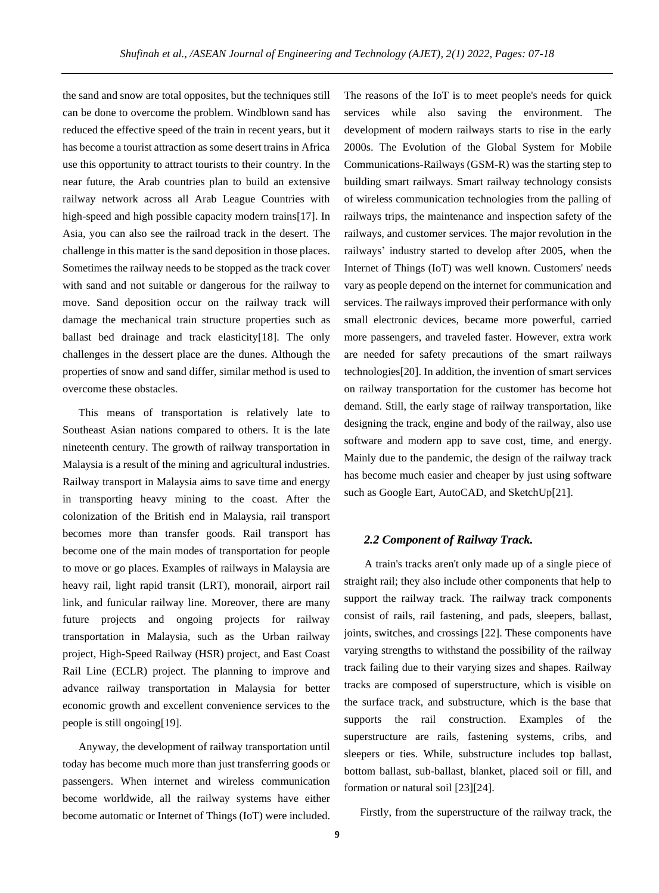the sand and snow are total opposites, but the techniques still can be done to overcome the problem. Windblown sand has reduced the effective speed of the train in recent years, but it has become a tourist attraction as some desert trains in Africa use this opportunity to attract tourists to their country. In the near future, the Arab countries plan to build an extensive railway network across all Arab League Countries with high-speed and high possible capacity modern trains[17]. In Asia, you can also see the railroad track in the desert. The challenge in this matter is the sand deposition in those places. Sometimes the railway needs to be stopped as the track cover with sand and not suitable or dangerous for the railway to move. Sand deposition occur on the railway track will damage the mechanical train structure properties such as ballast bed drainage and track elasticity[18]. The only challenges in the dessert place are the dunes. Although the properties of snow and sand differ, similar method is used to overcome these obstacles.

This means of transportation is relatively late to Southeast Asian nations compared to others. It is the late nineteenth century. The growth of railway transportation in Malaysia is a result of the mining and agricultural industries. Railway transport in Malaysia aims to save time and energy in transporting heavy mining to the coast. After the colonization of the British end in Malaysia, rail transport becomes more than transfer goods. Rail transport has become one of the main modes of transportation for people to move or go places. Examples of railways in Malaysia are heavy rail, light rapid transit (LRT), monorail, airport rail link, and funicular railway line. Moreover, there are many future projects and ongoing projects for railway transportation in Malaysia, such as the Urban railway project, High-Speed Railway (HSR) project, and East Coast Rail Line (ECLR) project. The planning to improve and advance railway transportation in Malaysia for better economic growth and excellent convenience services to the people is still ongoing[19].

Anyway, the development of railway transportation until today has become much more than just transferring goods or passengers. When internet and wireless communication become worldwide, all the railway systems have either become automatic or Internet of Things (IoT) were included. The reasons of the IoT is to meet people's needs for quick services while also saving the environment. The development of modern railways starts to rise in the early 2000s. The Evolution of the Global System for Mobile Communications-Railways (GSM-R) was the starting step to building smart railways. Smart railway technology consists of wireless communication technologies from the palling of railways trips, the maintenance and inspection safety of the railways, and customer services. The major revolution in the railways' industry started to develop after 2005, when the Internet of Things (IoT) was well known. Customers' needs vary as people depend on the internet for communication and services. The railways improved their performance with only small electronic devices, became more powerful, carried more passengers, and traveled faster. However, extra work are needed for safety precautions of the smart railways technologies[20]. In addition, the invention of smart services on railway transportation for the customer has become hot demand. Still, the early stage of railway transportation, like designing the track, engine and body of the railway, also use software and modern app to save cost, time, and energy. Mainly due to the pandemic, the design of the railway track has become much easier and cheaper by just using software such as Google Eart, AutoCAD, and SketchUp[21].

### *2.2 Component of Railway Track.*

A train's tracks aren't only made up of a single piece of straight rail; they also include other components that help to support the railway track. The railway track components consist of rails, rail fastening, and pads, sleepers, ballast, joints, switches, and crossings [22]. These components have varying strengths to withstand the possibility of the railway track failing due to their varying sizes and shapes. Railway tracks are composed of superstructure, which is visible on the surface track, and substructure, which is the base that supports the rail construction. Examples of the superstructure are rails, fastening systems, cribs, and sleepers or ties. While, substructure includes top ballast, bottom ballast, sub-ballast, blanket, placed soil or fill, and formation or natural soil [23][24].

Firstly, from the superstructure of the railway track, the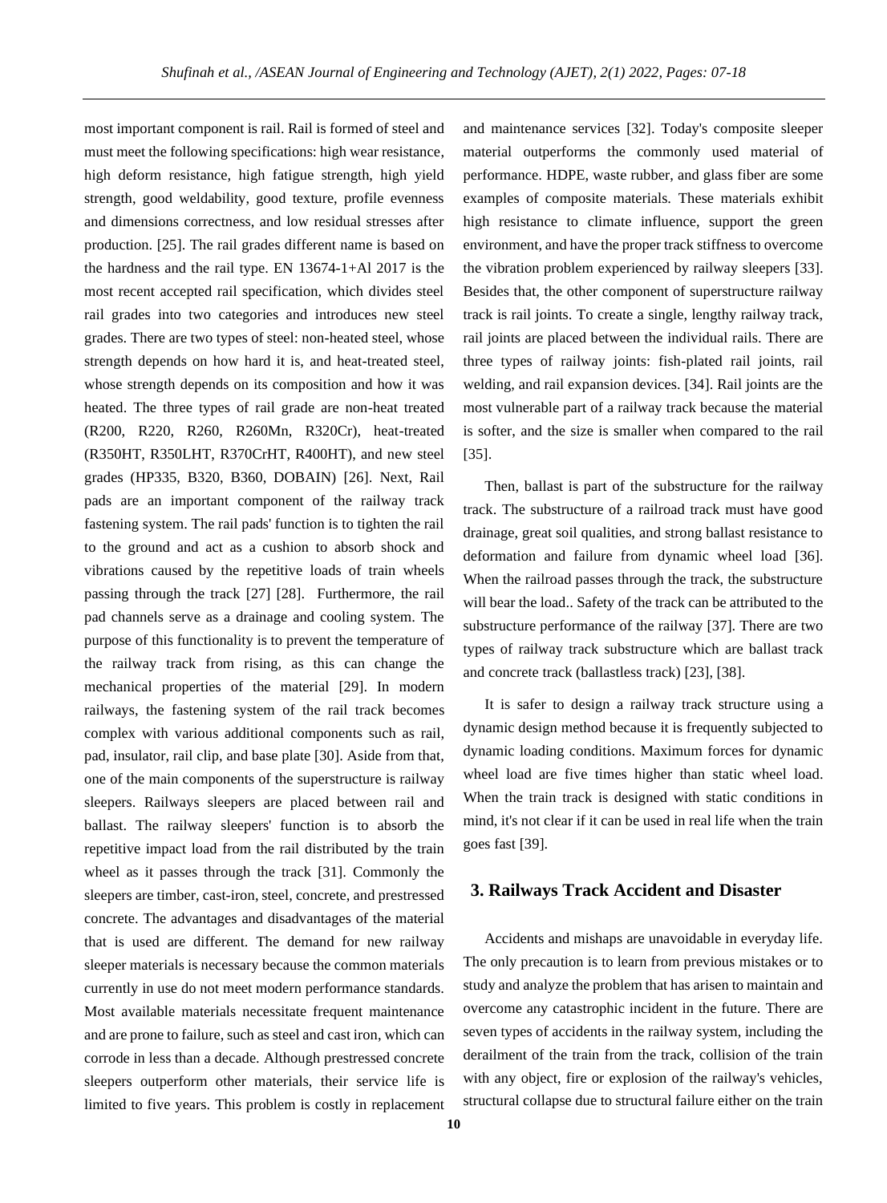most important component is rail. Rail is formed of steel and must meet the following specifications: high wear resistance, high deform resistance, high fatigue strength, high yield strength, good weldability, good texture, profile evenness and dimensions correctness, and low residual stresses after production. [25]. The rail grades different name is based on the hardness and the rail type. EN 13674-1+Al 2017 is the most recent accepted rail specification, which divides steel rail grades into two categories and introduces new steel grades. There are two types of steel: non-heated steel, whose strength depends on how hard it is, and heat-treated steel, whose strength depends on its composition and how it was heated. The three types of rail grade are non-heat treated (R200, R220, R260, R260Mn, R320Cr), heat-treated (R350HT, R350LHT, R370CrHT, R400HT), and new steel grades (HP335, B320, B360, DOBAIN) [26]. Next, Rail pads are an important component of the railway track fastening system. The rail pads' function is to tighten the rail to the ground and act as a cushion to absorb shock and vibrations caused by the repetitive loads of train wheels passing through the track [27] [28]. Furthermore, the rail pad channels serve as a drainage and cooling system. The purpose of this functionality is to prevent the temperature of the railway track from rising, as this can change the mechanical properties of the material [29]. In modern railways, the fastening system of the rail track becomes complex with various additional components such as rail, pad, insulator, rail clip, and base plate [30]. Aside from that, one of the main components of the superstructure is railway sleepers. Railways sleepers are placed between rail and ballast. The railway sleepers' function is to absorb the repetitive impact load from the rail distributed by the train wheel as it passes through the track [31]. Commonly the sleepers are timber, cast-iron, steel, concrete, and prestressed concrete. The advantages and disadvantages of the material that is used are different. The demand for new railway sleeper materials is necessary because the common materials currently in use do not meet modern performance standards. Most available materials necessitate frequent maintenance and are prone to failure, such as steel and cast iron, which can corrode in less than a decade. Although prestressed concrete sleepers outperform other materials, their service life is limited to five years. This problem is costly in replacement and maintenance services [32]. Today's composite sleeper material outperforms the commonly used material of performance. HDPE, waste rubber, and glass fiber are some examples of composite materials. These materials exhibit high resistance to climate influence, support the green environment, and have the proper track stiffness to overcome the vibration problem experienced by railway sleepers [33]. Besides that, the other component of superstructure railway track is rail joints. To create a single, lengthy railway track, rail joints are placed between the individual rails. There are three types of railway joints: fish-plated rail joints, rail welding, and rail expansion devices. [34]. Rail joints are the most vulnerable part of a railway track because the material is softer, and the size is smaller when compared to the rail [35].

Then, ballast is part of the substructure for the railway track. The substructure of a railroad track must have good drainage, great soil qualities, and strong ballast resistance to deformation and failure from dynamic wheel load [36]. When the railroad passes through the track, the substructure will bear the load.. Safety of the track can be attributed to the substructure performance of the railway [37]. There are two types of railway track substructure which are ballast track and concrete track (ballastless track) [23], [38].

It is safer to design a railway track structure using a dynamic design method because it is frequently subjected to dynamic loading conditions. Maximum forces for dynamic wheel load are five times higher than static wheel load. When the train track is designed with static conditions in mind, it's not clear if it can be used in real life when the train goes fast [39].

## 3. Railways Track Accident and Disaster

Accidents and mishaps are unavoidable in everyday life. The only precaution is to learn from previous mistakes or to study and analyze the problem that has arisen to maintain and overcome any catastrophic incident in the future. There are seven types of accidents in the railway system, including the derailment of the train from the track, collision of the train with any object, fire or explosion of the railway's vehicles, structural collapse due to structural failure either on the train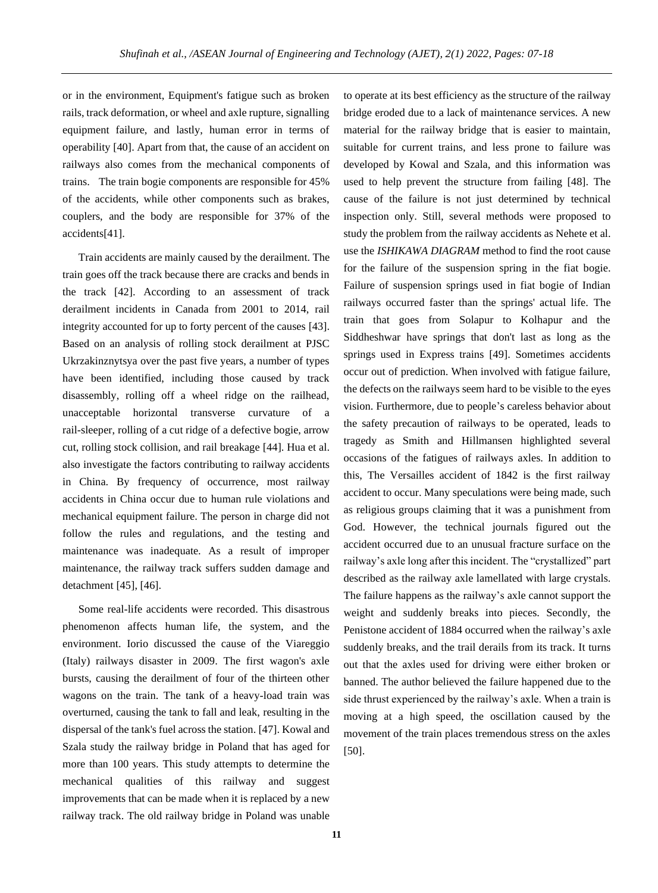or in the environment, Equipment's fatigue such as broken rails, track deformation, or wheel and axle rupture, signalling equipment failure, and lastly, human error in terms of operability [40]. Apart from that, the cause of an accident on railways also comes from the mechanical components of trains. The train bogie components are responsible for 45% of the accidents, while other components such as brakes, couplers, and the body are responsible for 37% of the accidents[41].

Train accidents are mainly caused by the derailment. The train goes off the track because there are cracks and bends in the track [42]. According to an assessment of track derailment incidents in Canada from 2001 to 2014, rail integrity accounted for up to forty percent of the causes [43]. Based on an analysis of rolling stock derailment at PJSC Ukrzakinznytsya over the past five years, a number of types have been identified, including those caused by track disassembly, rolling off a wheel ridge on the railhead, unacceptable horizontal transverse curvature of a rail-sleeper, rolling of a cut ridge of a defective bogie, arrow cut, rolling stock collision, and rail breakage [44]. Hua et al. also investigate the factors contributing to railway accidents in China. By frequency of occurrence, most railway accidents in China occur due to human rule violations and mechanical equipment failure. The person in charge did not follow the rules and regulations, and the testing and maintenance was inadequate. As a result of improper maintenance, the railway track suffers sudden damage and detachment [45], [46].

Some real-life accidents were recorded. This disastrous phenomenon affects human life, the system, and the environment. Iorio discussed the cause of the Viareggio (Italy) railways disaster in 2009. The first wagon's axle bursts, causing the derailment of four of the thirteen other wagons on the train. The tank of a heavy-load train was overturned, causing the tank to fall and leak, resulting in the dispersal of the tank's fuel across the station. [47]. Kowal and Szala study the railway bridge in Poland that has aged for more than 100 years. This study attempts to determine the mechanical qualities of this railway and suggest improvements that can be made when it is replaced by a new railway track. The old railway bridge in Poland was unable to operate at its best efficiency as the structure of the railway bridge eroded due to a lack of maintenance services. A new material for the railway bridge that is easier to maintain, suitable for current trains, and less prone to failure was developed by Kowal and Szala, and this information was used to help prevent the structure from failing [48]. The cause of the failure is not just determined by technical inspection only. Still, several methods were proposed to study the problem from the railway accidents as Nehete et al. use the *ISHIKAWA DIAGRAM* method to find the root cause for the failure of the suspension spring in the fiat bogie. Failure of suspension springs used in fiat bogie of Indian railways occurred faster than the springs' actual life. The train that goes from Solapur to Kolhapur and the Siddheshwar have springs that don't last as long as the springs used in Express trains [49]. Sometimes accidents occur out of prediction. When involved with fatigue failure, the defects on the railways seem hard to be visible to the eyes vision. Furthermore, due to people's careless behavior about the safety precaution of railways to be operated, leads to tragedy as Smith and Hillmansen highlighted several occasions of the fatigues of railways axles. In addition to this, The Versailles accident of 1842 is the first railway accident to occur. Many speculations were being made, such as religious groups claiming that it was a punishment from God. However, the technical journals figured out the accident occurred due to an unusual fracture surface on the railway's axle long after this incident. The "crystallized" part described as the railway axle lamellated with large crystals. The failure happens as the railway's axle cannot support the weight and suddenly breaks into pieces. Secondly, the Penistone accident of 1884 occurred when the railway's axle suddenly breaks, and the trail derails from its track. It turns out that the axles used for driving were either broken or banned. The author believed the failure happened due to the side thrust experienced by the railway's axle. When a train is moving at a high speed, the oscillation caused by the movement of the train places tremendous stress on the axles [50].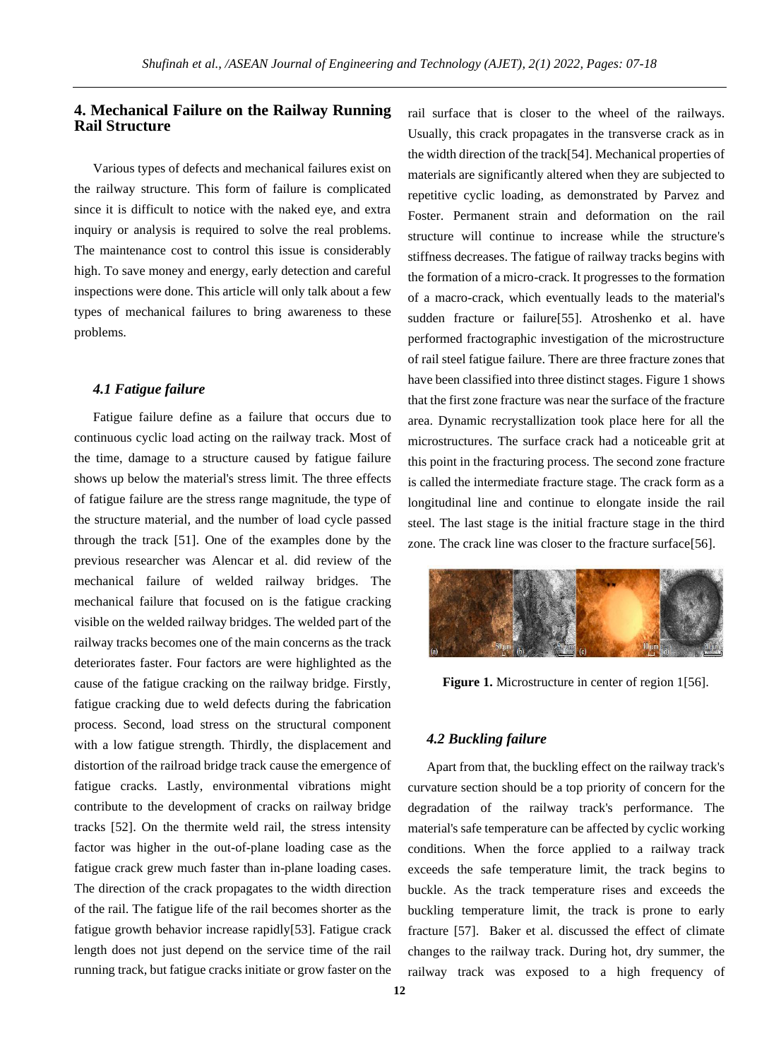## 4. Mechanical Failure on the Railway Running Rail Structure

Various types of defects and mechanical failures exist on the railway structure. This form of failure is complicated since it is difficult to notice with the naked eye, and extra inquiry or analysis is required to solve the real problems. The maintenance cost to control this issue is considerably high. To save money and energy, early detection and careful inspections were done. This article will only talk about a few types of mechanical failures to bring awareness to these problems.

### *4.1 Fatigue failure*

Fatigue failure define as a failure that occurs due to continuous cyclic load acting on the railway track. Most of the time, damage to a structure caused by fatigue failure shows up below the material's stress limit. The three effects of fatigue failure are the stress range magnitude, the type of the structure material, and the number of load cycle passed through the track [51]. One of the examples done by the previous researcher was Alencar et al. did review of the mechanical failure of welded railway bridges. The mechanical failure that focused on is the fatigue cracking visible on the welded railway bridges. The welded part of the railway tracks becomes one of the main concerns as the track deteriorates faster. Four factors are were highlighted as the cause of the fatigue cracking on the railway bridge. Firstly, fatigue cracking due to weld defects during the fabrication process. Second, load stress on the structural component with a low fatigue strength. Thirdly, the displacement and distortion of the railroad bridge track cause the emergence of fatigue cracks. Lastly, environmental vibrations might contribute to the development of cracks on railway bridge tracks [52]. On the thermite weld rail, the stress intensity factor was higher in the out-of-plane loading case as the fatigue crack grew much faster than in-plane loading cases. The direction of the crack propagates to the width direction of the rail. The fatigue life of the rail becomes shorter as the fatigue growth behavior increase rapidly[53]. Fatigue crack length does not just depend on the service time of the rail running track, but fatigue cracks initiate or grow faster on the rail surface that is closer to the wheel of the railways. Usually, this crack propagates in the transverse crack as in the width direction of the track[54]. Mechanical properties of materials are significantly altered when they are subjected to repetitive cyclic loading, as demonstrated by Parvez and Foster. Permanent strain and deformation on the rail structure will continue to increase while the structure's stiffness decreases. The fatigue of railway tracks begins with the formation of a micro-crack. It progresses to the formation of a macro-crack, which eventually leads to the material's sudden fracture or failure[55]. Atroshenko et al. have performed fractographic investigation of the microstructure of rail steel fatigue failure. There are three fracture zones that have been classified into three distinct stages. Figure 1 shows that the first zone fracture was near the surface of the fracture area. Dynamic recrystallization took place here for all the microstructures. The surface crack had a noticeable grit at this point in the fracturing process. The second zone fracture is called the intermediate fracture stage. The crack form as a longitudinal line and continue to elongate inside the rail steel. The last stage is the initial fracture stage in the third zone. The crack line was closer to the fracture surface[56].

**Figure 1.** Microstructure in center of region 1[56].

### *4.2 Buckling failure*

Apart from that, the buckling effect on the railway track's curvature section should be a top priority of concern for the degradation of the railway track's performance. The material's safe temperature can be affected by cyclic working conditions. When the force applied to a railway track exceeds the safe temperature limit, the track begins to buckle. As the track temperature rises and exceeds the buckling temperature limit, the track is prone to early fracture [57]. Baker et al. discussed the effect of climate changes to the railway track. During hot, dry summer, the railway track was exposed to a high frequency of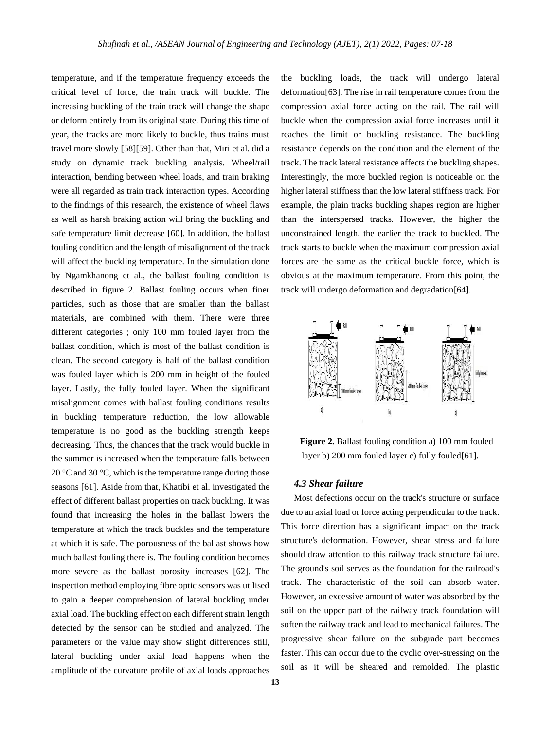temperature, and if the temperature frequency exceeds the critical level of force, the train track will buckle. The increasing buckling of the train track will change the shape or deform entirely from its original state. During this time of year, the tracks are more likely to buckle, thus trains must travel more slowly [58][59]. Other than that, Miri et al. did a study on dynamic track buckling analysis. Wheel/rail interaction, bending between wheel loads, and train braking were all regarded as train track interaction types. According to the findings of this research, the existence of wheel flaws as well as harsh braking action will bring the buckling and safe temperature limit decrease [60]. In addition, the ballast fouling condition and the length of misalignment of the track will affect the buckling temperature. In the simulation done by Ngamkhanong et al., the ballast fouling condition is described in figure 2. Ballast fouling occurs when finer particles, such as those that are smaller than the ballast materials, are combined with them. There were three different categories ; only 100 mm fouled layer from the ballast condition, which is most of the ballast condition is clean. The second category is half of the ballast condition was fouled layer which is 200 mm in height of the fouled layer. Lastly, the fully fouled layer. When the significant misalignment comes with ballast fouling conditions results in buckling temperature reduction, the low allowable temperature is no good as the buckling strength keeps decreasing. Thus, the chances that the track would buckle in the summer is increased when the temperature falls between 20 °C and 30 °C, which is the temperature range during those seasons [61]. Aside from that, Khatibi et al. investigated the effect of different ballast properties on track buckling. It was found that increasing the holes in the ballast lowers the temperature at which the track buckles and the temperature at which it is safe. The porousness of the ballast shows how much ballast fouling there is. The fouling condition becomes more severe as the ballast porosity increases [62]. The inspection method employing fibre optic sensors was utilised to gain a deeper comprehension of lateral buckling under axial load. The buckling effect on each different strain length detected by the sensor can be studied and analyzed. The parameters or the value may show slight differences still, lateral buckling under axial load happens when the amplitude of the curvature profile of axial loads approaches the buckling loads, the track will undergo lateral deformation[63]. The rise in rail temperature comes from the compression axial force acting on the rail. The rail will buckle when the compression axial force increases until it reaches the limit or buckling resistance. The buckling resistance depends on the condition and the element of the track. The track lateral resistance affects the buckling shapes. Interestingly, the more buckled region is noticeable on the higher lateral stiffness than the low lateral stiffness track. For example, the plain tracks buckling shapes region are higher than the interspersed tracks. However, the higher the unconstrained length, the earlier the track to buckled. The track starts to buckle when the maximum compression axial forces are the same as the critical buckle force, which is obvious at the maximum temperature. From this point, the track will undergo deformation and degradation[64].

**Figure 2.** Ballast fouling condition a) 100 mm fouled layer b) 200 mm fouled layer c) fully fouled[61].

### *4.3 Shear failure*

Most defections occur on the track's structure or surface due to an axial load or force acting perpendicular to the track. This force direction has a significant impact on the track structure's deformation. However, shear stress and failure should draw attention to this railway track structure failure. The ground's soil serves as the foundation for the railroad's track. The characteristic of the soil can absorb water. However, an excessive amount of water was absorbed by the soil on the upper part of the railway track foundation will soften the railway track and lead to mechanical failures. The progressive shear failure on the subgrade part becomes faster. This can occur due to the cyclic over-stressing on the soil as it will be sheared and remolded. The plastic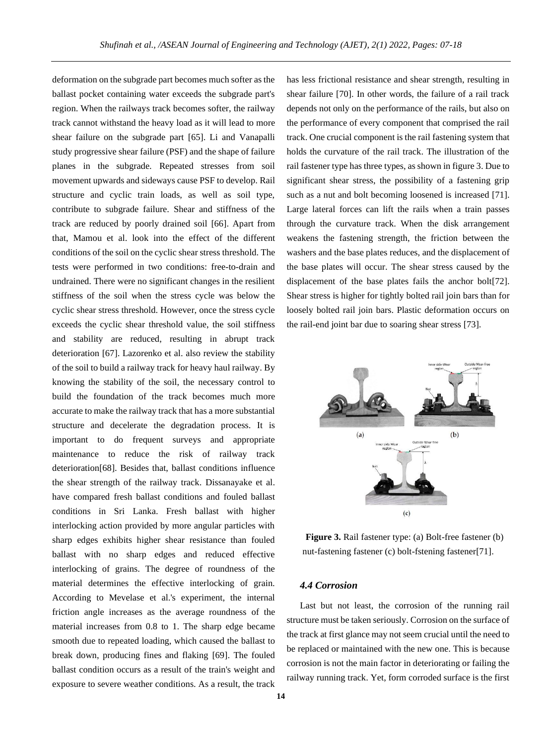deformation on the subgrade part becomes much softer as the ballast pocket containing water exceeds the subgrade part's region. When the railways track becomes softer, the railway track cannot withstand the heavy load as it will lead to more shear failure on the subgrade part [65]. Li and Vanapalli study progressive shear failure (PSF) and the shape of failure planes in the subgrade. Repeated stresses from soil movement upwards and sideways cause PSF to develop. Rail structure and cyclic train loads, as well as soil type, contribute to subgrade failure. Shear and stiffness of the track are reduced by poorly drained soil [66]. Apart from that, Mamou et al. look into the effect of the different conditions of the soil on the cyclic shear stress threshold. The tests were performed in two conditions: free-to-drain and undrained. There were no significant changes in the resilient stiffness of the soil when the stress cycle was below the cyclic shear stress threshold. However, once the stress cycle exceeds the cyclic shear threshold value, the soil stiffness and stability are reduced, resulting in abrupt track deterioration [67]. Lazorenko et al. also review the stability of the soil to build a railway track for heavy haul railway. By knowing the stability of the soil, the necessary control to build the foundation of the track becomes much more accurate to make the railway track that has a more substantial structure and decelerate the degradation process. It is important to do frequent surveys and appropriate maintenance to reduce the risk of railway track deterioration[68]. Besides that, ballast conditions influence the shear strength of the railway track. Dissanayake et al. have compared fresh ballast conditions and fouled ballast conditions in Sri Lanka. Fresh ballast with higher interlocking action provided by more angular particles with sharp edges exhibits higher shear resistance than fouled ballast with no sharp edges and reduced effective interlocking of grains. The degree of roundness of the material determines the effective interlocking of grain. According to Mevelase et al.'s experiment, the internal friction angle increases as the average roundness of the material increases from 0.8 to 1. The sharp edge became smooth due to repeated loading, which caused the ballast to break down, producing fines and flaking [69]. The fouled ballast condition occurs as a result of the train's weight and exposure to severe weather conditions. As a result, the track has less frictional resistance and shear strength, resulting in shear failure [70]. In other words, the failure of a rail track depends not only on the performance of the rails, but also on the performance of every component that comprised the rail track. One crucial component is the rail fastening system that holds the curvature of the rail track. The illustration of the rail fastener type has three types, as shown in figure 3. Due to significant shear stress, the possibility of a fastening grip such as a nut and bolt becoming loosened is increased [71]. Large lateral forces can lift the rails when a train passes through the curvature track. When the disk arrangement weakens the fastening strength, the friction between the washers and the base plates reduces, and the displacement of the base plates will occur. The shear stress caused by the displacement of the base plates fails the anchor bolt[72]. Shear stress is higher for tightly bolted rail join bars than for loosely bolted rail join bars. Plastic deformation occurs on the rail-end joint bar due to soaring shear stress [73].

**Figure 3.** Rail fastener type: (a) Bolt-free fastener (b) nut-fastening fastener (c) bolt-fstening fastener[71].

### *4.4 Corrosion*

Last but not least, the corrosion of the running rail structure must be taken seriously. Corrosion on the surface of the track at first glance may not seem crucial until the need to be replaced or maintained with the new one. This is because corrosion is not the main factor in deteriorating or failing the railway running track. Yet, form corroded surface is the first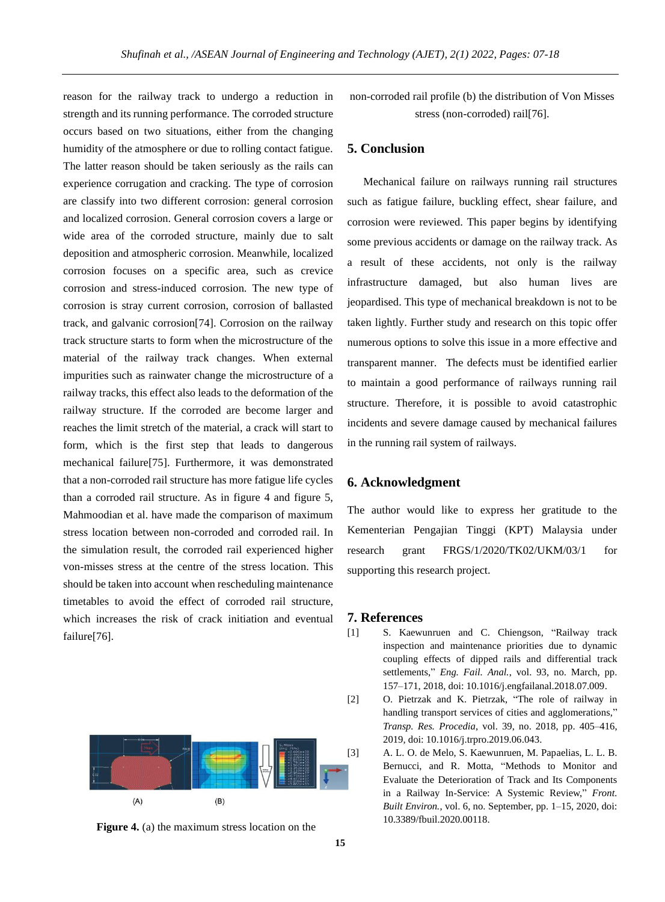reason for the railway track to undergo a reduction in strength and its running performance. The corroded structure occurs based on two situations, either from the changing humidity of the atmosphere or due to rolling contact fatigue. The latter reason should be taken seriously as the rails can experience corrugation and cracking. The type of corrosion are classify into two different corrosion: general corrosion and localized corrosion. General corrosion covers a large or wide area of the corroded structure, mainly due to salt deposition and atmospheric corrosion. Meanwhile, localized corrosion focuses on a specific area, such as crevice corrosion and stress-induced corrosion. The new type of corrosion is stray current corrosion, corrosion of ballasted track, and galvanic corrosion[74]. Corrosion on the railway track structure starts to form when the microstructure of the material of the railway track changes. When external impurities such as rainwater change the microstructure of a railway tracks, this effect also leads to the deformation of the railway structure. If the corroded are become larger and reaches the limit stretch of the material, a crack will start to form, which is the first step that leads to dangerous mechanical failure[75]. Furthermore, it was demonstrated that a non-corroded rail structure has more fatigue life cycles than a corroded rail structure. As in figure 4 and figure 5, Mahmoodian et al. have made the comparison of maximum stress location between non-corroded and corroded rail. In the simulation result, the corroded rail experienced higher von-misses stress at the centre of the stress location. This should be taken into account when rescheduling maintenance timetables to avoid the effect of corroded rail structure, which increases the risk of crack initiation and eventual failure[76].

**Figure 4.** (a) the maximum stress location on the non-corroded rail profile (b) the distribution of Von Misses stress (non-corroded) rail[76].

## 5. Conclusion

Mechanical failure on railways running rail structures such as fatigue failure, buckling effect, shear failure, and corrosion were reviewed. This paper begins by identifying some previous accidents or damage on the railway track. As a result of these accidents, not only is the railway infrastructure damaged, but also human lives are jeopardised. This type of mechanical breakdown is not to be taken lightly. Further study and research on this topic offer numerous options to solve this issue in a more effective and transparent manner. The defects must be identified earlier to maintain a good performance of railways running rail structure. Therefore, it is possible to avoid catastrophic incidents and severe damage caused by mechanical failures in the running rail system of railways.

## 6. Acknowledgment

The author would like to express her gratitude to the Kementerian Pengajian Tinggi (KPT) Malaysia under research grant FRGS/1/2020/TK02/UKM/03/1 for supporting this research project.

## 7. References

[1] S. Kaewunruen and C. Chiengson, "Railway track inspection and maintenance priorities due to dynamic coupling effects of dipped rails and differential track settlements," *Eng. Fail. Anal.*, vol. 93, no. March, pp. 157–171, 2018, doi: 10.1016/j.engfailanal.2018.07.009.

[2] O. Pietrzak and K. Pietrzak, "The role of railway in handling transport services of cities and agglomerations," *Transp. Res. Procedia*, vol. 39, no. 2018, pp. 405–416, 2019, doi: 10.1016/j.trpro.2019.06.043.

[3] A. L. O. de Melo, S. Kaewunruen, M. Papaelias, L. L. B. Bernucci, and R. Motta, "Methods to Monitor and Evaluate the Deterioration of Track and Its Components in a Railway In-Service: A Systemic Review," *Front. Built Environ.*, vol. 6, no. September, pp. 1–15, 2020, doi: 10.3389/fbuil.2020.00118.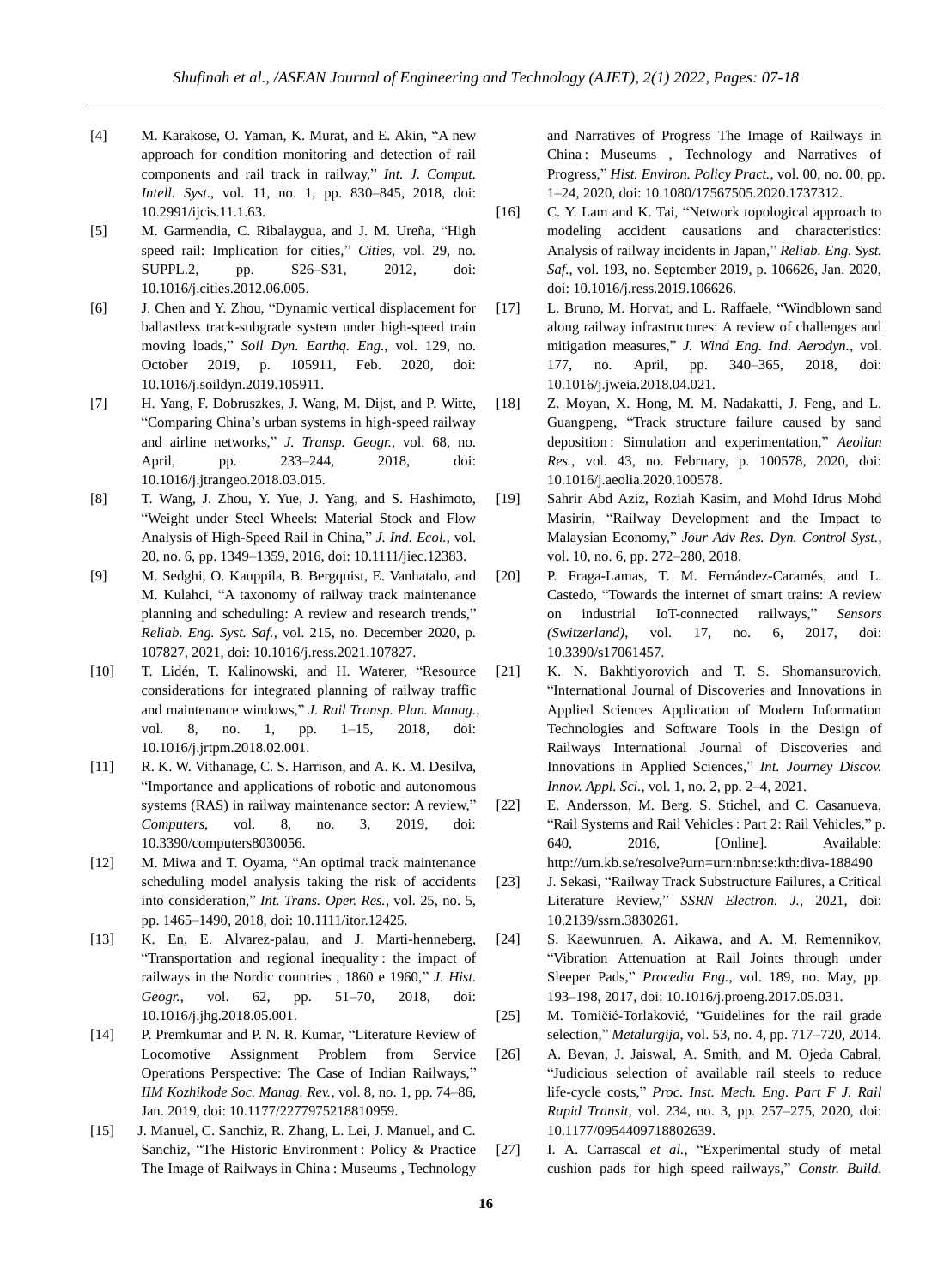[4] M. Karakose, O. Yaman, K. Murat, and E. Akin, "A new approach for condition monitoring and detection of rail components and rail track in railway," *Int. J. Comput. Intell. Syst.*, vol. 11, no. 1, pp. 830–845, 2018, doi: 10.2991/ijcis.11.1.63.

[5] M. Garmendia, C. Ribalaygua, and J. M. Ureña, "High speed rail: Implication for cities," *Cities*, vol. 29, no. SUPPL.2, pp. S26–S31, 2012, doi: 10.1016/j.cities.2012.06.005.

[6] J. Chen and Y. Zhou, "Dynamic vertical displacement for ballastless track-subgrade system under high-speed train moving loads," *Soil Dyn. Earthq. Eng.*, vol. 129, no. October 2019, p. 105911, Feb. 2020, doi: 10.1016/j.soildyn.2019.105911.

[7] H. Yang, F. Dobruszkes, J. Wang, M. Dijst, and P. Witte, "Comparing China's urban systems in high-speed railway and airline networks," *J. Transp. Geogr.*, vol. 68, no. April, pp. 233–244, 2018, doi: 10.1016/j.jtrangeo.2018.03.015.

[8] T. Wang, J. Zhou, Y. Yue, J. Yang, and S. Hashimoto, "Weight under Steel Wheels: Material Stock and Flow Analysis of High-Speed Rail in China," *J. Ind. Ecol.*, vol. 20, no. 6, pp. 1349–1359, 2016, doi: 10.1111/jiec.12383.

[9] M. Sedghi, O. Kauppila, B. Bergquist, E. Vanhatalo, and M. Kulahci, "A taxonomy of railway track maintenance planning and scheduling: A review and research trends," *Reliab. Eng. Syst. Saf.*, vol. 215, no. December 2020, p. 107827, 2021, doi: 10.1016/j.ress.2021.107827.

[10] T. Lidén, T. Kalinowski, and H. Waterer, "Resource considerations for integrated planning of railway traffic and maintenance windows," *J. Rail Transp. Plan. Manag.*, vol. 8, no. 1, pp. 1–15, 2018, doi: 10.1016/j.jrtpm.2018.02.001.

[11] R. K. W. Vithanage, C. S. Harrison, and A. K. M. Desilva, "Importance and applications of robotic and autonomous systems (RAS) in railway maintenance sector: A review," *Computers*, vol. 8, no. 3, 2019, doi: 10.3390/computers8030056.

[12] M. Miwa and T. Oyama, "An optimal track maintenance scheduling model analysis taking the risk of accidents into consideration," *Int. Trans. Oper. Res.*, vol. 25, no. 5, pp. 1465–1490, 2018, doi: 10.1111/itor.12425.

[13] K. En, E. Alvarez-palau, and J. Marti-henneberg, "Transportation and regional inequality : the impact of railways in the Nordic countries , 1860 e 1960," *J. Hist. Geogr.*, vol. 62, pp. 51–70, 2018, doi: 10.1016/j.jhg.2018.05.001.

[14] P. Premkumar and P. N. R. Kumar, "Literature Review of Locomotive Assignment Problem from Service Operations Perspective: The Case of Indian Railways," *IIM Kozhikode Soc. Manag. Rev.*, vol. 8, no. 1, pp. 74–86, Jan. 2019, doi: 10.1177/2277975218810959.

[15] J. Manuel, C. Sanchiz, R. Zhang, L. Lei, J. Manuel, and C. Sanchiz, "The Historic Environment : Policy & Practice The Image of Railways in China : Museums , Technology and Narratives of Progress The Image of Railways in China : Museums , Technology and Narratives of Progress," *Hist. Environ. Policy Pract.*, vol. 00, no. 00, pp. 1–24, 2020, doi: 10.1080/17567505.2020.1737312.

[16] C. Y. Lam and K. Tai, "Network topological approach to modeling accident causations and characteristics: Analysis of railway incidents in Japan," *Reliab. Eng. Syst. Saf.*, vol. 193, no. September 2019, p. 106626, Jan. 2020, doi: 10.1016/j.ress.2019.106626.

[17] L. Bruno, M. Horvat, and L. Raffaele, "Windblown sand along railway infrastructures: A review of challenges and mitigation measures," *J. Wind Eng. Ind. Aerodyn.*, vol. 177, no. April, pp. 340–365, 2018, doi: 10.1016/j.jweia.2018.04.021.

[18] Z. Moyan, X. Hong, M. M. Nadakatti, J. Feng, and L. Guangpeng, "Track structure failure caused by sand deposition : Simulation and experimentation," *Aeolian Res.*, vol. 43, no. February, p. 100578, 2020, doi: 10.1016/j.aeolia.2020.100578.

[19] Sahrir Abd Aziz, Roziah Kasim, and Mohd Idrus Mohd Masirin, "Railway Development and the Impact to Malaysian Economy," *Jour Adv Res. Dyn. Control Syst.*, vol. 10, no. 6, pp. 272–280, 2018.

[20] P. Fraga-Lamas, T. M. Fernández-Caramés, and L. Castedo, "Towards the internet of smart trains: A review on industrial IoT-connected railways," *Sensors (Switzerland)*, vol. 17, no. 6, 2017, doi: 10.3390/s17061457.

[21] K. N. Bakhtiyorovich and T. S. Shomansurovich, "International Journal of Discoveries and Innovations in Applied Sciences Application of Modern Information Technologies and Software Tools in the Design of Railways International Journal of Discoveries and Innovations in Applied Sciences," *Int. Journey Discov. Innov. Appl. Sci.*, vol. 1, no. 2, pp. 2–4, 2021.

[22] E. Andersson, M. Berg, S. Stichel, and C. Casanueva, "Rail Systems and Rail Vehicles : Part 2: Rail Vehicles," p. 640, 2016, [Online]. Available: http://urn.kb.se/resolve?urn=urn:nbn:se:kth:diva-188490

[23] J. Sekasi, "Railway Track Substructure Failures, a Critical Literature Review," *SSRN Electron. J.*, 2021, doi: 10.2139/ssrn.3830261.

[24] S. Kaewunruen, A. Aikawa, and A. M. Remennikov, "Vibration Attenuation at Rail Joints through under Sleeper Pads," *Procedia Eng.*, vol. 189, no. May, pp. 193–198, 2017, doi: 10.1016/j.proeng.2017.05.031.

[25] M. Tomičić-Torlaković, "Guidelines for the rail grade selection," *Metalurgija*, vol. 53, no. 4, pp. 717–720, 2014.

[26] A. Bevan, J. Jaiswal, A. Smith, and M. Ojeda Cabral, "Judicious selection of available rail steels to reduce life-cycle costs," *Proc. Inst. Mech. Eng. Part F J. Rail Rapid Transit*, vol. 234, no. 3, pp. 257–275, 2020, doi: 10.1177/0954409718802639.

[27] I. A. Carrascal *et al.*, "Experimental study of metal cushion pads for high speed railways," *Constr. Build.*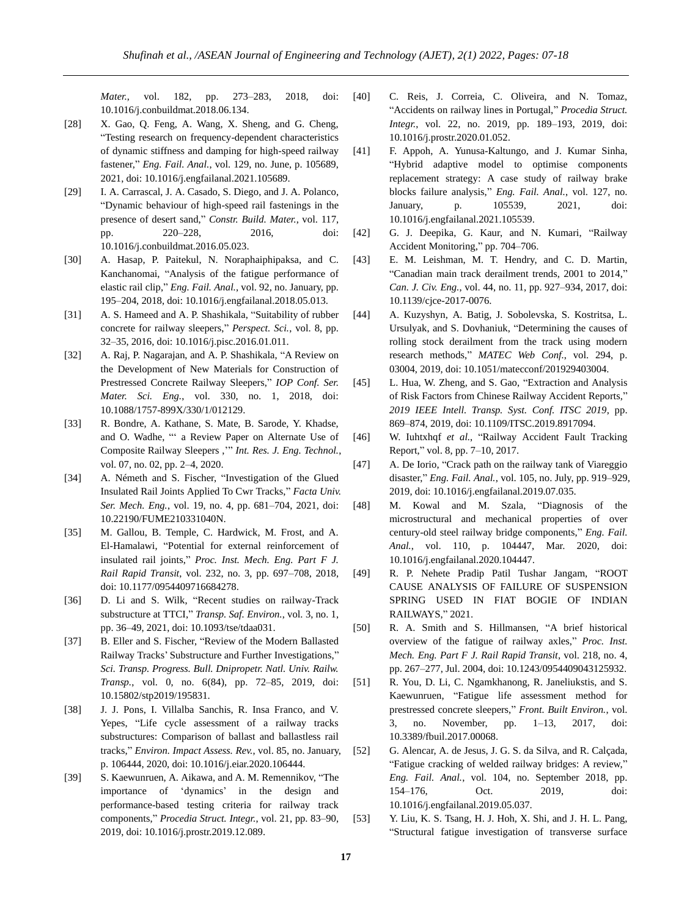*Mater.*, vol. 182, pp. 273–283, 2018, doi: 10.1016/j.conbuildmat.2018.06.134.

[28] X. Gao, Q. Feng, A. Wang, X. Sheng, and G. Cheng, "Testing research on frequency-dependent characteristics of dynamic stiffness and damping for high-speed railway fastener," *Eng. Fail. Anal.*, vol. 129, no. June, p. 105689, 2021, doi: 10.1016/j.engfailanal.2021.105689.

[29] I. A. Carrascal, J. A. Casado, S. Diego, and J. A. Polanco, "Dynamic behaviour of high-speed rail fastenings in the presence of desert sand," *Constr. Build. Mater.*, vol. 117, pp. 220–228, 2016, doi: 10.1016/j.conbuildmat.2016.05.023.

[30] A. Hasap, P. Paitekul, N. Noraphaiphipaksa, and C. Kanchanomai, "Analysis of the fatigue performance of elastic rail clip," *Eng. Fail. Anal.*, vol. 92, no. January, pp. 195–204, 2018, doi: 10.1016/j.engfailanal.2018.05.013.

[31] A. S. Hameed and A. P. Shashikala, "Suitability of rubber concrete for railway sleepers," *Perspect. Sci.*, vol. 8, pp. 32–35, 2016, doi: 10.1016/j.pisc.2016.01.011.

[32] A. Raj, P. Nagarajan, and A. P. Shashikala, "A Review on the Development of New Materials for Construction of Prestressed Concrete Railway Sleepers," *IOP Conf. Ser. Mater. Sci. Eng.*, vol. 330, no. 1, 2018, doi: 10.1088/1757-899X/330/1/012129.

[33] R. Bondre, A. Kathane, S. Mate, B. Sarode, Y. Khadse, and O. Wadhe, "' a Review Paper on Alternate Use of Composite Railway Sleepers ,'" *Int. Res. J. Eng. Technol.*, vol. 07, no. 02, pp. 2–4, 2020.

[34] A. Németh and S. Fischer, "Investigation of the Glued Insulated Rail Joints Applied To Cwr Tracks," *Facta Univ. Ser. Mech. Eng.*, vol. 19, no. 4, pp. 681–704, 2021, doi: 10.22190/FUME210331040N.

[35] M. Gallou, B. Temple, C. Hardwick, M. Frost, and A. El-Hamalawi, "Potential for external reinforcement of insulated rail joints," *Proc. Inst. Mech. Eng. Part F J. Rail Rapid Transit*, vol. 232, no. 3, pp. 697–708, 2018, doi: 10.1177/0954409716684278.

[36] D. Li and S. Wilk, "Recent studies on railway-Track substructure at TTCI," *Transp. Saf. Environ.*, vol. 3, no. 1, pp. 36–49, 2021, doi: 10.1093/tse/tdaa031.

[37] B. Eller and S. Fischer, "Review of the Modern Ballasted Railway Tracks' Substructure and Further Investigations," *Sci. Transp. Progress. Bull. Dnipropetr. Natl. Univ. Railw. Transp.*, vol. 0, no. 6(84), pp. 72–85, 2019, doi: 10.15802/stp2019/195831.

[38] J. J. Pons, I. Villalba Sanchis, R. Insa Franco, and V. Yepes, "Life cycle assessment of a railway tracks substructures: Comparison of ballast and ballastless rail tracks," *Environ. Impact Assess. Rev.*, vol. 85, no. January, p. 106444, 2020, doi: 10.1016/j.eiar.2020.106444.

[39] S. Kaewunruen, A. Aikawa, and A. M. Remennikov, "The importance of 'dynamics' in the design and performance-based testing criteria for railway track components," *Procedia Struct. Integr.*, vol. 21, pp. 83–90, 2019, doi: 10.1016/j.prostr.2019.12.089.

[40] C. Reis, J. Correia, C. Oliveira, and N. Tomaz, "Accidents on railway lines in Portugal," *Procedia Struct. Integr.*, vol. 22, no. 2019, pp. 189–193, 2019, doi: 10.1016/j.prostr.2020.01.052.

[41] F. Appoh, A. Yunusa-Kaltungo, and J. Kumar Sinha, "Hybrid adaptive model to optimise components replacement strategy: A case study of railway brake blocks failure analysis," *Eng. Fail. Anal.*, vol. 127, no. January, p. 105539, 2021, doi: 10.1016/j.engfailanal.2021.105539.

[42] G. J. Deepika, G. Kaur, and N. Kumari, "Railway Accident Monitoring," pp. 704–706.

[43] E. M. Leishman, M. T. Hendry, and C. D. Martin, "Canadian main track derailment trends, 2001 to 2014," *Can. J. Civ. Eng.*, vol. 44, no. 11, pp. 927–934, 2017, doi: 10.1139/cjce-2017-0076.

[44] A. Kuzyshyn, A. Batig, J. Sobolevska, S. Kostritsa, L. Ursulyak, and S. Dovhaniuk, "Determining the causes of rolling stock derailment from the track using modern research methods," *MATEC Web Conf.*, vol. 294, p. 03004, 2019, doi: 10.1051/matecconf/201929403004.

[45] L. Hua, W. Zheng, and S. Gao, "Extraction and Analysis of Risk Factors from Chinese Railway Accident Reports," *2019 IEEE Intell. Transp. Syst. Conf. ITSC 2019*, pp. 869–874, 2019, doi: 10.1109/ITSC.2019.8917094.

[46] W. Iuhtxhqf *et al.*, "Railway Accident Fault Tracking Report," vol. 8, pp. 7–10, 2017.

[47] A. De Iorio, "Crack path on the railway tank of Viareggio disaster," *Eng. Fail. Anal.*, vol. 105, no. July, pp. 919–929, 2019, doi: 10.1016/j.engfailanal.2019.07.035.

[48] M. Kowal and M. Szala, "Diagnosis of the microstructural and mechanical properties of over century-old steel railway bridge components," *Eng. Fail. Anal.*, vol. 110, p. 104447, Mar. 2020, doi: 10.1016/j.engfailanal.2020.104447.

[49] R. P. Nehete Pradip Patil Tushar Jangam, "ROOT CAUSE ANALYSIS OF FAILURE OF SUSPENSION SPRING USED IN FIAT BOGIE OF INDIAN RAILWAYS," 2021.

[50] R. A. Smith and S. Hillmansen, "A brief historical overview of the fatigue of railway axles," *Proc. Inst. Mech. Eng. Part F J. Rail Rapid Transit*, vol. 218, no. 4, pp. 267–277, Jul. 2004, doi: 10.1243/0954409043125932.

[51] R. You, D. Li, C. Ngamkhanong, R. Janeliukstis, and S. Kaewunruen, "Fatigue life assessment method for prestressed concrete sleepers," *Front. Built Environ.*, vol. 3, no. November, pp. 1–13, 2017, doi: 10.3389/fbuil.2017.00068.

[52] G. Alencar, A. de Jesus, J. G. S. da Silva, and R. Calçada, "Fatigue cracking of welded railway bridges: A review," *Eng. Fail. Anal.*, vol. 104, no. September 2018, pp. 154–176, Oct. 2019, doi: 10.1016/j.engfailanal.2019.05.037.

[53] Y. Liu, K. S. Tsang, H. J. Hoh, X. Shi, and J. H. L. Pang, "Structural fatigue investigation of transverse surface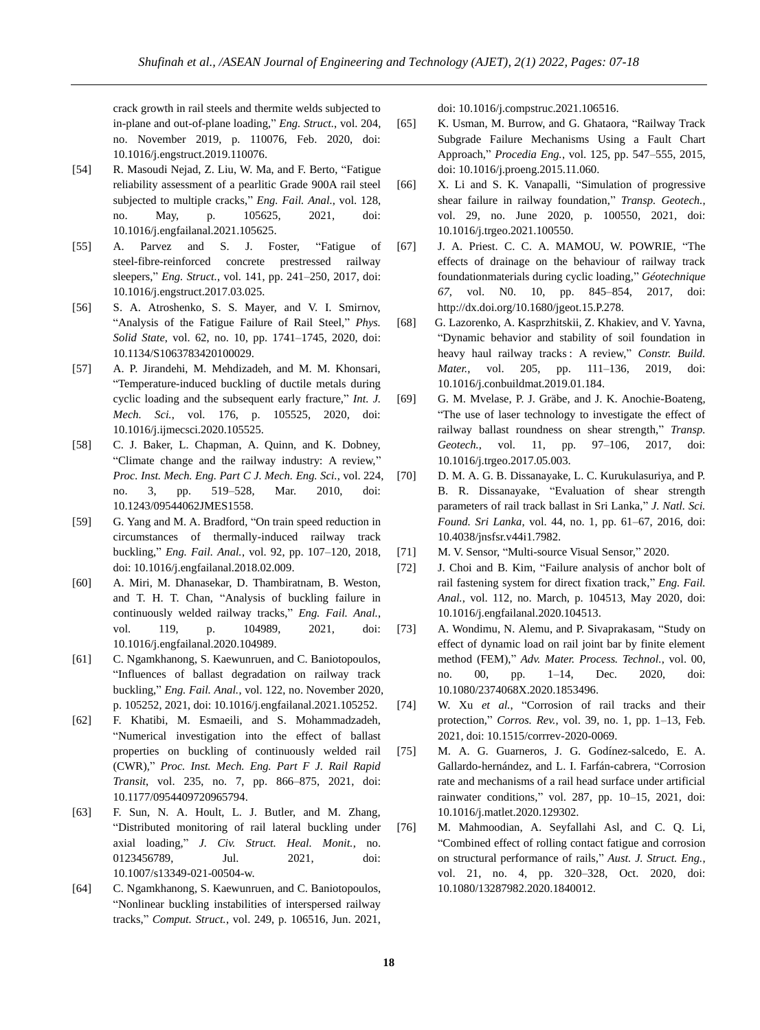crack growth in rail steels and thermite welds subjected to in-plane and out-of-plane loading," *Eng. Struct.*, vol. 204, no. November 2019, p. 110076, Feb. 2020, doi: 10.1016/j.engstruct.2019.110076.

[54] R. Masoudi Nejad, Z. Liu, W. Ma, and F. Berto, "Fatigue reliability assessment of a pearlitic Grade 900A rail steel subjected to multiple cracks," *Eng. Fail. Anal.*, vol. 128, no. May, p. 105625, 2021, doi: 10.1016/j.engfailanal.2021.105625.

[55] A. Parvez and S. J. Foster, "Fatigue of steel-fibre-reinforced concrete prestressed railway sleepers," *Eng. Struct.*, vol. 141, pp. 241–250, 2017, doi: 10.1016/j.engstruct.2017.03.025.

[56] S. A. Atroshenko, S. S. Mayer, and V. I. Smirnov, "Analysis of the Fatigue Failure of Rail Steel," *Phys. Solid State*, vol. 62, no. 10, pp. 1741–1745, 2020, doi: 10.1134/S1063783420100029.

[57] A. P. Jirandehi, M. Mehdizadeh, and M. M. Khonsari, "Temperature-induced buckling of ductile metals during cyclic loading and the subsequent early fracture," *Int. J. Mech. Sci.*, vol. 176, p. 105525, 2020, doi: 10.1016/j.ijmecsci.2020.105525.

[58] C. J. Baker, L. Chapman, A. Quinn, and K. Dobney, "Climate change and the railway industry: A review," *Proc. Inst. Mech. Eng. Part C J. Mech. Eng. Sci.*, vol. 224, no. 3, pp. 519–528, Mar. 2010, doi: 10.1243/09544062JMES1558.

[59] G. Yang and M. A. Bradford, "On train speed reduction in circumstances of thermally-induced railway track buckling," *Eng. Fail. Anal.*, vol. 92, pp. 107–120, 2018, doi: 10.1016/j.engfailanal.2018.02.009.

[60] A. Miri, M. Dhanasekar, D. Thambiratnam, B. Weston, and T. H. T. Chan, "Analysis of buckling failure in continuously welded railway tracks," *Eng. Fail. Anal.*, vol. 119, p. 104989, 2021, doi: 10.1016/j.engfailanal.2020.104989.

[61] C. Ngamkhanong, S. Kaewunruen, and C. Baniotopoulos, "Influences of ballast degradation on railway track buckling," *Eng. Fail. Anal.*, vol. 122, no. November 2020, p. 105252, 2021, doi: 10.1016/j.engfailanal.2021.105252.

[62] F. Khatibi, M. Esmaeili, and S. Mohammadzadeh, "Numerical investigation into the effect of ballast properties on buckling of continuously welded rail (CWR)," *Proc. Inst. Mech. Eng. Part F J. Rail Rapid Transit*, vol. 235, no. 7, pp. 866–875, 2021, doi: 10.1177/0954409720965794.

[63] F. Sun, N. A. Hoult, L. J. Butler, and M. Zhang, "Distributed monitoring of rail lateral buckling under axial loading," *J. Civ. Struct. Heal. Monit.*, no. 0123456789, Jul. 2021, doi: 10.1007/s13349-021-00504-w.

[64] C. Ngamkhanong, S. Kaewunruen, and C. Baniotopoulos, "Nonlinear buckling instabilities of interspersed railway tracks," *Comput. Struct.*, vol. 249, p. 106516, Jun. 2021, doi: 10.1016/j.compstruc.2021.106516.

[65] K. Usman, M. Burrow, and G. Ghataora, "Railway Track Subgrade Failure Mechanisms Using a Fault Chart Approach," *Procedia Eng.*, vol. 125, pp. 547–555, 2015, doi: 10.1016/j.proeng.2015.11.060.

[66] X. Li and S. K. Vanapalli, "Simulation of progressive shear failure in railway foundation," *Transp. Geotech.*, vol. 29, no. June 2020, p. 100550, 2021, doi: 10.1016/j.trgeo.2021.100550.

[67] J. A. Priest. C. C. A. MAMOU, W. POWRIE, "The effects of drainage on the behaviour of railway track foundationmaterials during cyclic loading," *Géotechnique 67*, vol. N0. 10, pp. 845–854, 2017, doi: http://dx.doi.org/10.1680/jgeot.15.P.278.

[68] G. Lazorenko, A. Kasprzhitskii, Z. Khakiev, and V. Yavna, "Dynamic behavior and stability of soil foundation in heavy haul railway tracks : A review," *Constr. Build. Mater.*, vol. 205, pp. 111–136, 2019, doi: 10.1016/j.conbuildmat.2019.01.184.

[69] G. M. Mvelase, P. J. Gräbe, and J. K. Anochie-Boateng, "The use of laser technology to investigate the effect of railway ballast roundness on shear strength," *Transp. Geotech.*, vol. 11, pp. 97–106, 2017, doi: 10.1016/j.trgeo.2017.05.003.

[70] D. M. A. G. B. Dissanayake, L. C. Kurukulasuriya, and P. B. R. Dissanayake, "Evaluation of shear strength parameters of rail track ballast in Sri Lanka," *J. Natl. Sci. Found. Sri Lanka*, vol. 44, no. 1, pp. 61–67, 2016, doi: 10.4038/jnsfsr.v44i1.7982.

[71] M. V. Sensor, "Multi-source Visual Sensor," 2020.

[72] J. Choi and B. Kim, "Failure analysis of anchor bolt of rail fastening system for direct fixation track," *Eng. Fail. Anal.*, vol. 112, no. March, p. 104513, May 2020, doi: 10.1016/j.engfailanal.2020.104513.

[73] A. Wondimu, N. Alemu, and P. Sivaprakasam, "Study on effect of dynamic load on rail joint bar by finite element method (FEM)," *Adv. Mater. Process. Technol.*, vol. 00, no. 00, pp. 1–14, Dec. 2020, doi: 10.1080/2374068X.2020.1853496.

[74] W. Xu *et al.*, "Corrosion of rail tracks and their protection," *Corros. Rev.*, vol. 39, no. 1, pp. 1–13, Feb. 2021, doi: 10.1515/corrrev-2020-0069.

[75] M. A. G. Guarneros, J. G. Godínez-salcedo, E. A. Gallardo-hernández, and L. I. Farfán-cabrera, "Corrosion rate and mechanisms of a rail head surface under artificial rainwater conditions," vol. 287, pp. 10–15, 2021, doi: 10.1016/j.matlet.2020.129302.

[76] M. Mahmoodian, A. Seyfallahi Asl, and C. Q. Li, "Combined effect of rolling contact fatigue and corrosion on structural performance of rails," *Aust. J. Struct. Eng.*, vol. 21, no. 4, pp. 320–328, Oct. 2020, doi: 10.1080/13287982.2020.1840012.